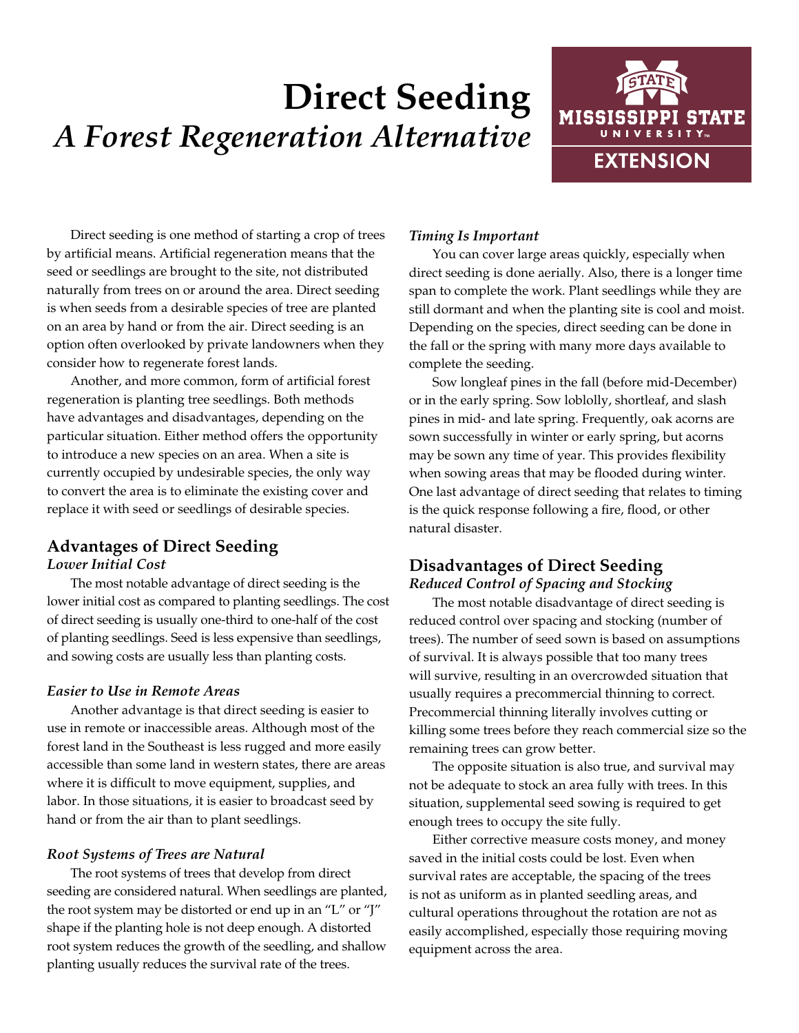# Direct Seeding
## *A Forest Regeneration Alternative*

Direct seeding is one method of starting a crop of trees by artificial means. Artificial regeneration means that the seed or seedlings are brought to the site, not distributed naturally from trees on or around the area. Direct seeding is when seeds from a desirable species of tree are planted on an area by hand or from the air. Direct seeding is an option often overlooked by private landowners when they consider how to regenerate forest lands.

Another, and more common, form of artificial forest regeneration is planting tree seedlings. Both methods have advantages and disadvantages, depending on the particular situation. Either method offers the opportunity to introduce a new species on an area. When a site is currently occupied by undesirable species, the only way to convert the area is to eliminate the existing cover and replace it with seed or seedlings of desirable species.

## Advantages of Direct Seeding

### *Lower Initial Cost*

The most notable advantage of direct seeding is the lower initial cost as compared to planting seedlings. The cost of direct seeding is usually one-third to one-half of the cost of planting seedlings. Seed is less expensive than seedlings, and sowing costs are usually less than planting costs.

### *Easier to Use in Remote Areas*

Another advantage is that direct seeding is easier to use in remote or inaccessible areas. Although most of the forest land in the Southeast is less rugged and more easily accessible than some land in western states, there are areas where it is difficult to move equipment, supplies, and labor. In those situations, it is easier to broadcast seed by hand or from the air than to plant seedlings.

### *Root Systems of Trees are Natural*

The root systems of trees that develop from direct seeding are considered natural. When seedlings are planted, the root system may be distorted or end up in an "L" or "J" shape if the planting hole is not deep enough. A distorted root system reduces the growth of the seedling, and shallow planting usually reduces the survival rate of the trees.

### *Timing Is Important*

You can cover large areas quickly, especially when direct seeding is done aerially. Also, there is a longer time span to complete the work. Plant seedlings while they are still dormant and when the planting site is cool and moist. Depending on the species, direct seeding can be done in the fall or the spring with many more days available to complete the seeding.

Sow longleaf pines in the fall (before mid-December) or in the early spring. Sow loblolly, shortleaf, and slash pines in mid- and late spring. Frequently, oak acorns are sown successfully in winter or early spring, but acorns may be sown any time of year. This provides flexibility when sowing areas that may be flooded during winter. One last advantage of direct seeding that relates to timing is the quick response following a fire, flood, or other natural disaster.

## Disadvantages of Direct Seeding

### *Reduced Control of Spacing and Stocking*

The most notable disadvantage of direct seeding is reduced control over spacing and stocking (number of trees). The number of seed sown is based on assumptions of survival. It is always possible that too many trees will survive, resulting in an overcrowded situation that usually requires a precommercial thinning to correct. Precommercial thinning literally involves cutting or killing some trees before they reach commercial size so the remaining trees can grow better.

The opposite situation is also true, and survival may not be adequate to stock an area fully with trees. In this situation, supplemental seed sowing is required to get enough trees to occupy the site fully.

Either corrective measure costs money, and money saved in the initial costs could be lost. Even when survival rates are acceptable, the spacing of the trees is not as uniform as in planted seedling areas, and cultural operations throughout the rotation are not as easily accomplished, especially those requiring moving equipment across the area.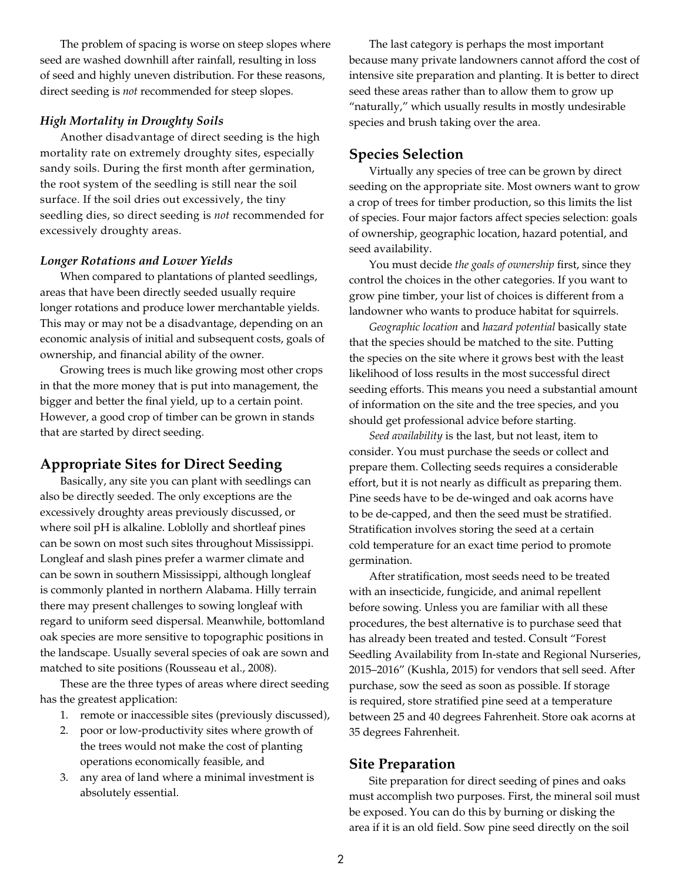The problem of spacing is worse on steep slopes where seed are washed downhill after rainfall, resulting in loss of seed and highly uneven distribution. For these reasons, direct seeding is *not* recommended for steep slopes.

### *High Mortality in Droughty Soils*

Another disadvantage of direct seeding is the high mortality rate on extremely droughty sites, especially sandy soils. During the first month after germination, the root system of the seedling is still near the soil surface. If the soil dries out excessively, the tiny seedling dies, so direct seeding is *not* recommended for excessively droughty areas.

### *Longer Rotations and Lower Yields*

When compared to plantations of planted seedlings, areas that have been directly seeded usually require longer rotations and produce lower merchantable yields. This may or may not be a disadvantage, depending on an economic analysis of initial and subsequent costs, goals of ownership, and financial ability of the owner.

Growing trees is much like growing most other crops in that the more money that is put into management, the bigger and better the final yield, up to a certain point. However, a good crop of timber can be grown in stands that are started by direct seeding.

## Appropriate Sites for Direct Seeding

Basically, any site you can plant with seedlings can also be directly seeded. The only exceptions are the excessively droughty areas previously discussed, or where soil pH is alkaline. Loblolly and shortleaf pines can be sown on most such sites throughout Mississippi. Longleaf and slash pines prefer a warmer climate and can be sown in southern Mississippi, although longleaf is commonly planted in northern Alabama. Hilly terrain there may present challenges to sowing longleaf with regard to uniform seed dispersal. Meanwhile, bottomland oak species are more sensitive to topographic positions in the landscape. Usually several species of oak are sown and matched to site positions (Rousseau et al., 2008).

These are the three types of areas where direct seeding has the greatest application:

1. remote or inaccessible sites (previously discussed),
2. poor or low-productivity sites where growth of the trees would not make the cost of planting operations economically feasible, and
3. any area of land where a minimal investment is absolutely essential.

The last category is perhaps the most important because many private landowners cannot afford the cost of intensive site preparation and planting. It is better to direct seed these areas rather than to allow them to grow up "naturally," which usually results in mostly undesirable species and brush taking over the area.

## Species Selection

Virtually any species of tree can be grown by direct seeding on the appropriate site. Most owners want to grow a crop of trees for timber production, so this limits the list of species. Four major factors affect species selection: goals of ownership, geographic location, hazard potential, and seed availability.

You must decide *the goals of ownership* first, since they control the choices in the other categories. If you want to grow pine timber, your list of choices is different from a landowner who wants to produce habitat for squirrels.

*Geographic location* and *hazard potential* basically state that the species should be matched to the site. Putting the species on the site where it grows best with the least likelihood of loss results in the most successful direct seeding efforts. This means you need a substantial amount of information on the site and the tree species, and you should get professional advice before starting.

*Seed availability* is the last, but not least, item to consider. You must purchase the seeds or collect and prepare them. Collecting seeds requires a considerable effort, but it is not nearly as difficult as preparing them. Pine seeds have to be de-winged and oak acorns have to be de-capped, and then the seed must be stratified. Stratification involves storing the seed at a certain cold temperature for an exact time period to promote germination.

After stratification, most seeds need to be treated with an insecticide, fungicide, and animal repellent before sowing. Unless you are familiar with all these procedures, the best alternative is to purchase seed that has already been treated and tested. Consult "Forest Seedling Availability from In-state and Regional Nurseries, 2015–2016" (Kushla, 2015) for vendors that sell seed. After purchase, sow the seed as soon as possible. If storage is required, store stratified pine seed at a temperature between 25 and 40 degrees Fahrenheit. Store oak acorns at 35 degrees Fahrenheit.

## Site Preparation

Site preparation for direct seeding of pines and oaks must accomplish two purposes. First, the mineral soil must be exposed. You can do this by burning or disking the area if it is an old field. Sow pine seed directly on the soil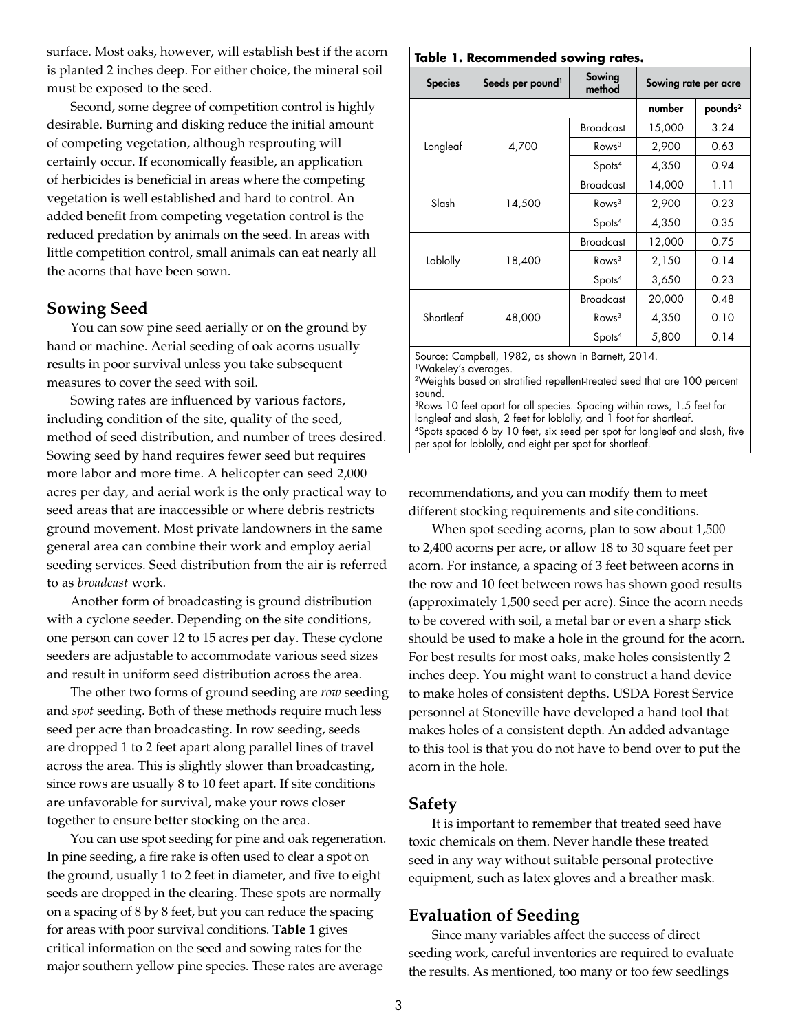surface. Most oaks, however, will establish best if the acorn is planted 2 inches deep. For either choice, the mineral soil must be exposed to the seed.

Second, some degree of competition control is highly desirable. Burning and disking reduce the initial amount of competing vegetation, although resprouting will certainly occur. If economically feasible, an application of herbicides is beneficial in areas where the competing vegetation is well established and hard to control. An added benefit from competing vegetation control is the reduced predation by animals on the seed. In areas with little competition control, small animals can eat nearly all the acorns that have been sown.

## Sowing Seed

You can sow pine seed aerially or on the ground by hand or machine. Aerial seeding of oak acorns usually results in poor survival unless you take subsequent measures to cover the seed with soil.

Sowing rates are influenced by various factors, including condition of the site, quality of the seed, method of seed distribution, and number of trees desired. Sowing seed by hand requires fewer seed but requires more labor and more time. A helicopter can seed 2,000 acres per day, and aerial work is the only practical way to seed areas that are inaccessible or where debris restricts ground movement. Most private landowners in the same general area can combine their work and employ aerial seeding services. Seed distribution from the air is referred to as *broadcast* work.

Another form of broadcasting is ground distribution with a cyclone seeder. Depending on the site conditions, one person can cover 12 to 15 acres per day. These cyclone seeders are adjustable to accommodate various seed sizes and result in uniform seed distribution across the area.

The other two forms of ground seeding are *row* seeding and *spot* seeding. Both of these methods require much less seed per acre than broadcasting. In row seeding, seeds are dropped 1 to 2 feet apart along parallel lines of travel across the area. This is slightly slower than broadcasting, since rows are usually 8 to 10 feet apart. If site conditions are unfavorable for survival, make your rows closer together to ensure better stocking on the area.

You can use spot seeding for pine and oak regeneration. In pine seeding, a fire rake is often used to clear a spot on the ground, usually 1 to 2 feet in diameter, and five to eight seeds are dropped in the clearing. These spots are normally on a spacing of 8 by 8 feet, but you can reduce the spacing for areas with poor survival conditions. **Table 1** gives critical information on the seed and sowing rates for the major southern yellow pine species. These rates are average recommendations, and you can modify them to meet different stocking requirements and site conditions.

**Table 1. Recommended sowing rates.**

| Species | Seeds per pound[1] | Sowing method | Sowing rate per acre | |
|---|---|---|---|---|
| | | | number | pounds[2] |
| Longleaf | 4,700 | Broadcast | 15,000 | 3.24 |
| | | Rows[3] | 2,900 | 0.63 |
| | | Spots[4] | 4,350 | 0.94 |
| Slash | 14,500 | Broadcast | 14,000 | 1.11 |
| | | Rows[3] | 2,900 | 0.23 |
| | | Spots[4] | 4,350 | 0.35 |
| Loblolly | 18,400 | Broadcast | 12,000 | 0.75 |
| | | Rows[3] | 2,150 | 0.14 |
| | | Spots[4] | 3,650 | 0.23 |
| Shortleaf | 48,000 | Broadcast | 20,000 | 0.48 |
| | | Rows[3] | 4,350 | 0.10 |
| | | Spots[4] | 5,800 | 0.14 |

Source: Campbell, 1982, as shown in Barnett, 2014.
[1]Wakeley's averages.
[2]Weights based on stratified repellent-treated seed that are 100 percent sound.
[3]Rows 10 feet apart for all species. Spacing within rows, 1.5 feet for longleaf and slash, 2 feet for loblolly, and 1 foot for shortleaf.
[4]Spots spaced 6 by 10 feet, six seed per spot for longleaf and slash, five per spot for loblolly, and eight per spot for shortleaf.

When spot seeding acorns, plan to sow about 1,500 to 2,400 acorns per acre, or allow 18 to 30 square feet per acorn. For instance, a spacing of 3 feet between acorns in the row and 10 feet between rows has shown good results (approximately 1,500 seed per acre). Since the acorn needs to be covered with soil, a metal bar or even a sharp stick should be used to make a hole in the ground for the acorn. For best results for most oaks, make holes consistently 2 inches deep. You might want to construct a hand device to make holes of consistent depths. USDA Forest Service personnel at Stoneville have developed a hand tool that makes holes of a consistent depth. An added advantage to this tool is that you do not have to bend over to put the acorn in the hole.

## Safety

It is important to remember that treated seed have toxic chemicals on them. Never handle these treated seed in any way without suitable personal protective equipment, such as latex gloves and a breather mask.

## Evaluation of Seeding

Since many variables affect the success of direct seeding work, careful inventories are required to evaluate the results. As mentioned, too many or too few seedlings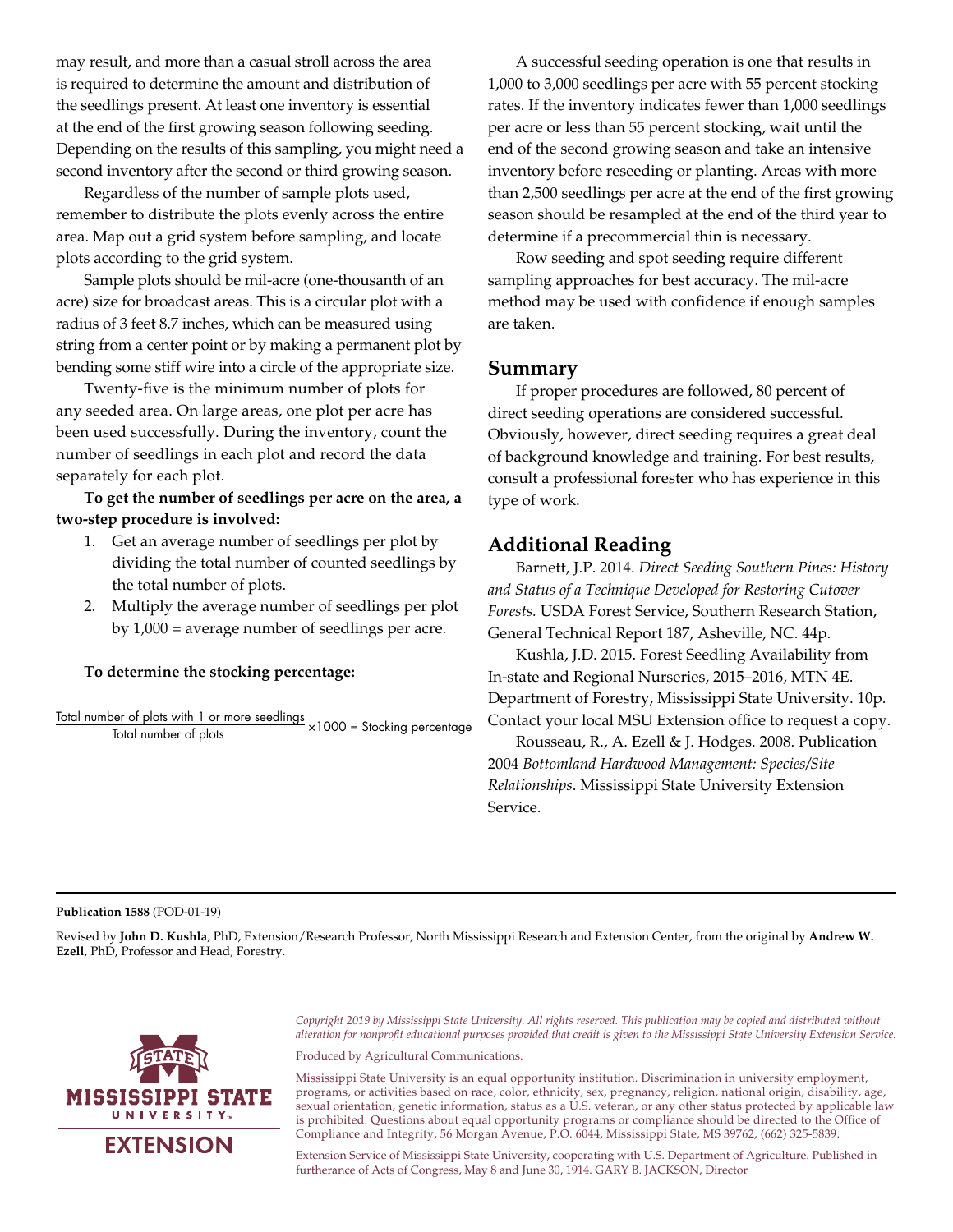may result, and more than a casual stroll across the area is required to determine the amount and distribution of the seedlings present. At least one inventory is essential at the end of the first growing season following seeding. Depending on the results of this sampling, you might need a second inventory after the second or third growing season.

Regardless of the number of sample plots used, remember to distribute the plots evenly across the entire area. Map out a grid system before sampling, and locate plots according to the grid system.

Sample plots should be mil-acre (one-thousanth of an acre) size for broadcast areas. This is a circular plot with a radius of 3 feet 8.7 inches, which can be measured using string from a center point or by making a permanent plot by bending some stiff wire into a circle of the appropriate size.

Twenty-five is the minimum number of plots for any seeded area. On large areas, one plot per acre has been used successfully. During the inventory, count the number of seedlings in each plot and record the data separately for each plot.

**To get the number of seedlings per acre on the area, a two-step procedure is involved:**

1. Get an average number of seedlings per plot by dividing the total number of counted seedlings by the total number of plots.
2. Multiply the average number of seedlings per plot by 1,000 = average number of seedlings per acre.

**To determine the stocking percentage:**

$$\frac{\text{Total number of plots with 1 or more seedlings}}{\text{Total number of plots}} \times 1000 = \text{Stocking percentage}$$

A successful seeding operation is one that results in 1,000 to 3,000 seedlings per acre with 55 percent stocking rates. If the inventory indicates fewer than 1,000 seedlings per acre or less than 55 percent stocking, wait until the end of the second growing season and take an intensive inventory before reseeding or planting. Areas with more than 2,500 seedlings per acre at the end of the first growing season should be resampled at the end of the third year to determine if a precommercial thin is necessary.

Row seeding and spot seeding require different sampling approaches for best accuracy. The mil-acre method may be used with confidence if enough samples are taken.

## Summary

If proper procedures are followed, 80 percent of direct seeding operations are considered successful. Obviously, however, direct seeding requires a great deal of background knowledge and training. For best results, consult a professional forester who has experience in this type of work.

## Additional Reading

Barnett, J.P. 2014. *Direct Seeding Southern Pines: History and Status of a Technique Developed for Restoring Cutover Forests.* USDA Forest Service, Southern Research Station, General Technical Report 187, Asheville, NC. 44p.

Kushla, J.D. 2015. Forest Seedling Availability from In-state and Regional Nurseries, 2015–2016, MTN 4E. Department of Forestry, Mississippi State University. 10p. Contact your local MSU Extension office to request a copy.

Rousseau, R., A. Ezell & J. Hodges. 2008. Publication 2004 *Bottomland Hardwood Management: Species/Site Relationships*. Mississippi State University Extension Service.

---

**Publication 1588** (POD-01-19)

Revised by **John D. Kushla**, PhD, Extension/Research Professor, North Mississippi Research and Extension Center, from the original by **Andrew W. Ezell**, PhD, Professor and Head, Forestry.

MISSISSIPPI STATE UNIVERSITY EXTENSION

*Copyright 2019 by Mississippi State University. All rights reserved. This publication may be copied and distributed without alteration for nonprofit educational purposes provided that credit is given to the Mississippi State University Extension Service.*

Produced by Agricultural Communications.

Mississippi State University is an equal opportunity institution. Discrimination in university employment, programs, or activities based on race, color, ethnicity, sex, pregnancy, religion, national origin, disability, age, sexual orientation, genetic information, status as a U.S. veteran, or any other status protected by applicable law is prohibited. Questions about equal opportunity programs or compliance should be directed to the Office of Compliance and Integrity, 56 Morgan Avenue, P.O. 6044, Mississippi State, MS 39762, (662) 325-5839.

Extension Service of Mississippi State University, cooperating with U.S. Department of Agriculture. Published in furtherance of Acts of Congress, May 8 and June 30, 1914. GARY B. JACKSON, Director